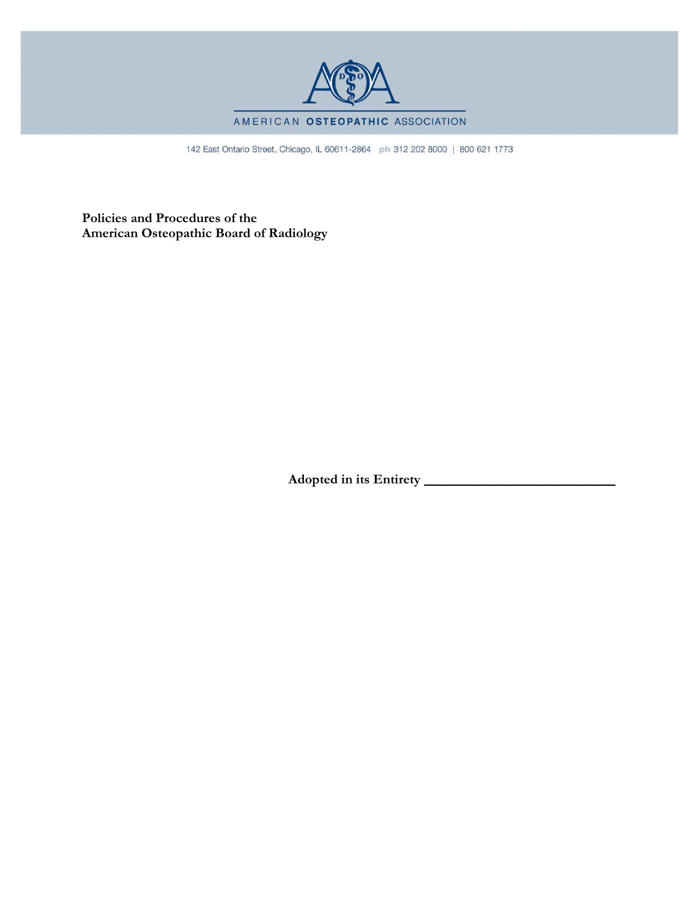AMERICAN OSTEOPATHIC ASSOCIATION

142 East Ontario Street, Chicago, IL 60611-2864 ph 312 202 8000 | 800 621 1773

# Policies and Procedures of the American Osteopathic Board of Radiology

**Adopted in its Entirety ___________________________**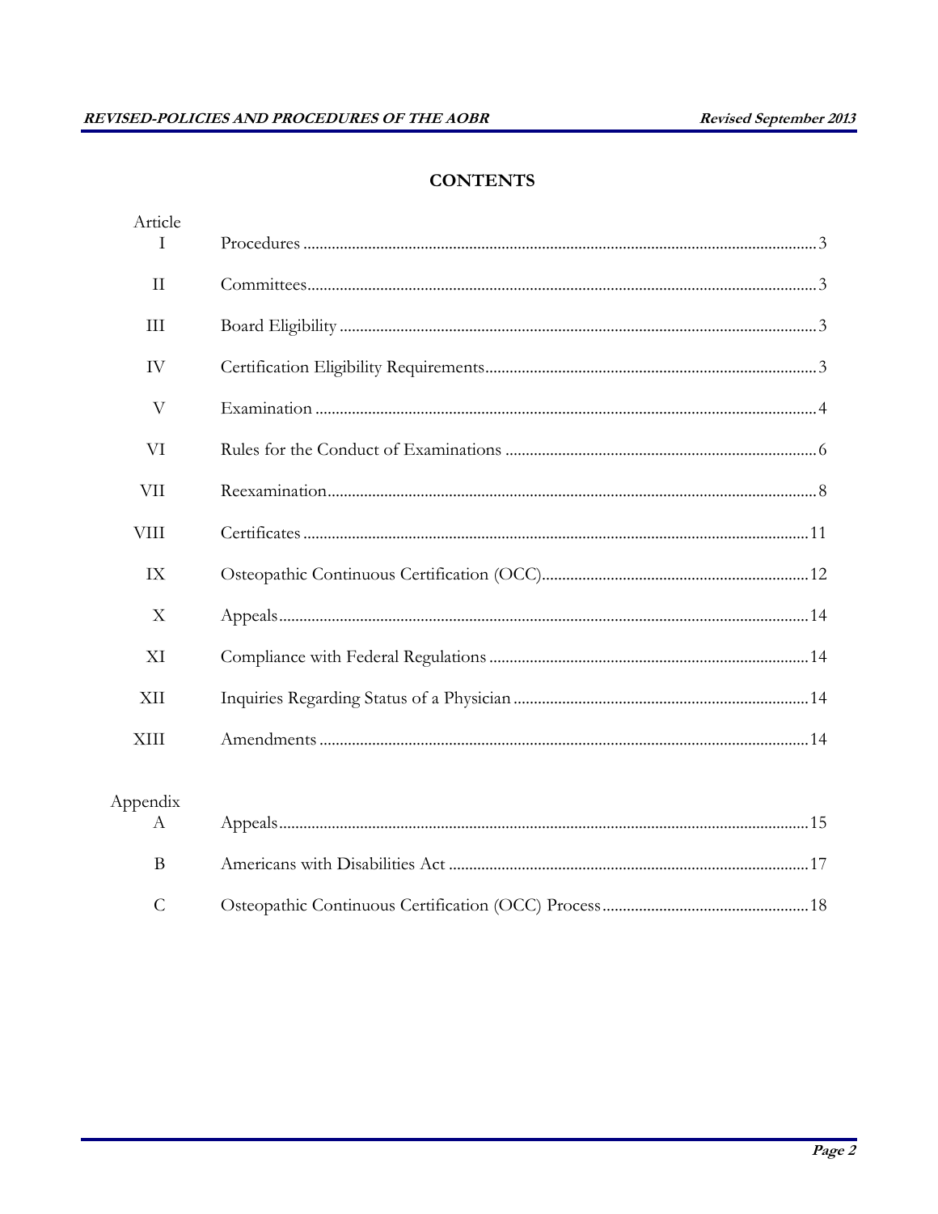## CONTENTS

| Article | | |
|---|---|---|
| I | Procedures | 3 |
| II | Committees | 3 |
| III | Board Eligibility | 3 |
| IV | Certification Eligibility Requirements | 3 |
| V | Examination | 4 |
| VI | Rules for the Conduct of Examinations | 6 |
| VII | Reexamination | 8 |
| VIII | Certificates | 11 |
| IX | Osteopathic Continuous Certification (OCC) | 12 |
| X | Appeals | 14 |
| XI | Compliance with Federal Regulations | 14 |
| XII | Inquiries Regarding Status of a Physician | 14 |
| XIII | Amendments | 14 |

| Appendix | | |
|---|---|---|
| A | Appeals | 15 |
| B | Americans with Disabilities Act | 17 |
| C | Osteopathic Continuous Certification (OCC) Process | 18 |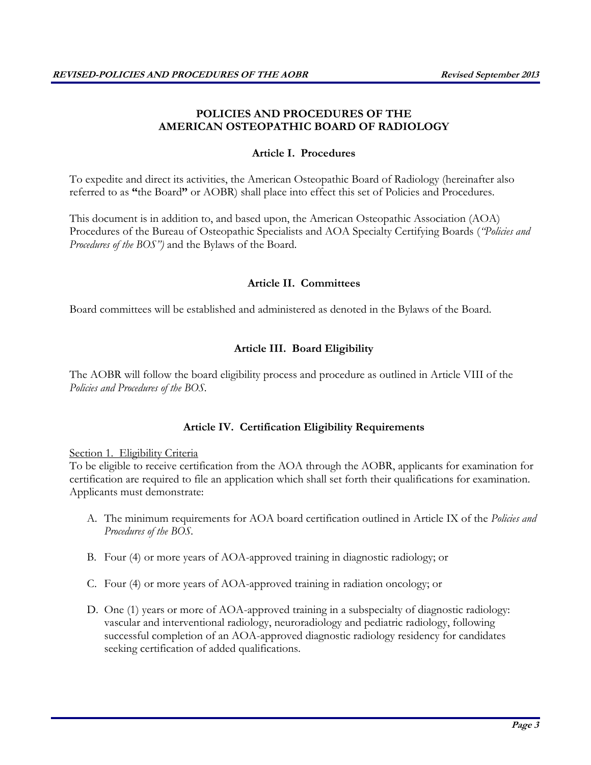# POLICIES AND PROCEDURES OF THE AMERICAN OSTEOPATHIC BOARD OF RADIOLOGY

## Article I. Procedures

To expedite and direct its activities, the American Osteopathic Board of Radiology (hereinafter also referred to as **"**the Board**"** or AOBR) shall place into effect this set of Policies and Procedures.

This document is in addition to, and based upon, the American Osteopathic Association (AOA) Procedures of the Bureau of Osteopathic Specialists and AOA Specialty Certifying Boards (*"Policies and Procedures of the BOS")* and the Bylaws of the Board.

## Article II. Committees

Board committees will be established and administered as denoted in the Bylaws of the Board.

## Article III. Board Eligibility

The AOBR will follow the board eligibility process and procedure as outlined in Article VIII of the *Policies and Procedures of the BOS*.

## Article IV. Certification Eligibility Requirements

<u>Section 1. Eligibility Criteria</u>

To be eligible to receive certification from the AOA through the AOBR, applicants for examination for certification are required to file an application which shall set forth their qualifications for examination. Applicants must demonstrate:

A. The minimum requirements for AOA board certification outlined in Article IX of the *Policies and Procedures of the BOS*.

B. Four (4) or more years of AOA-approved training in diagnostic radiology; or

C. Four (4) or more years of AOA-approved training in radiation oncology; or

D. One (1) years or more of AOA-approved training in a subspecialty of diagnostic radiology: vascular and interventional radiology, neuroradiology and pediatric radiology, following successful completion of an AOA-approved diagnostic radiology residency for candidates seeking certification of added qualifications.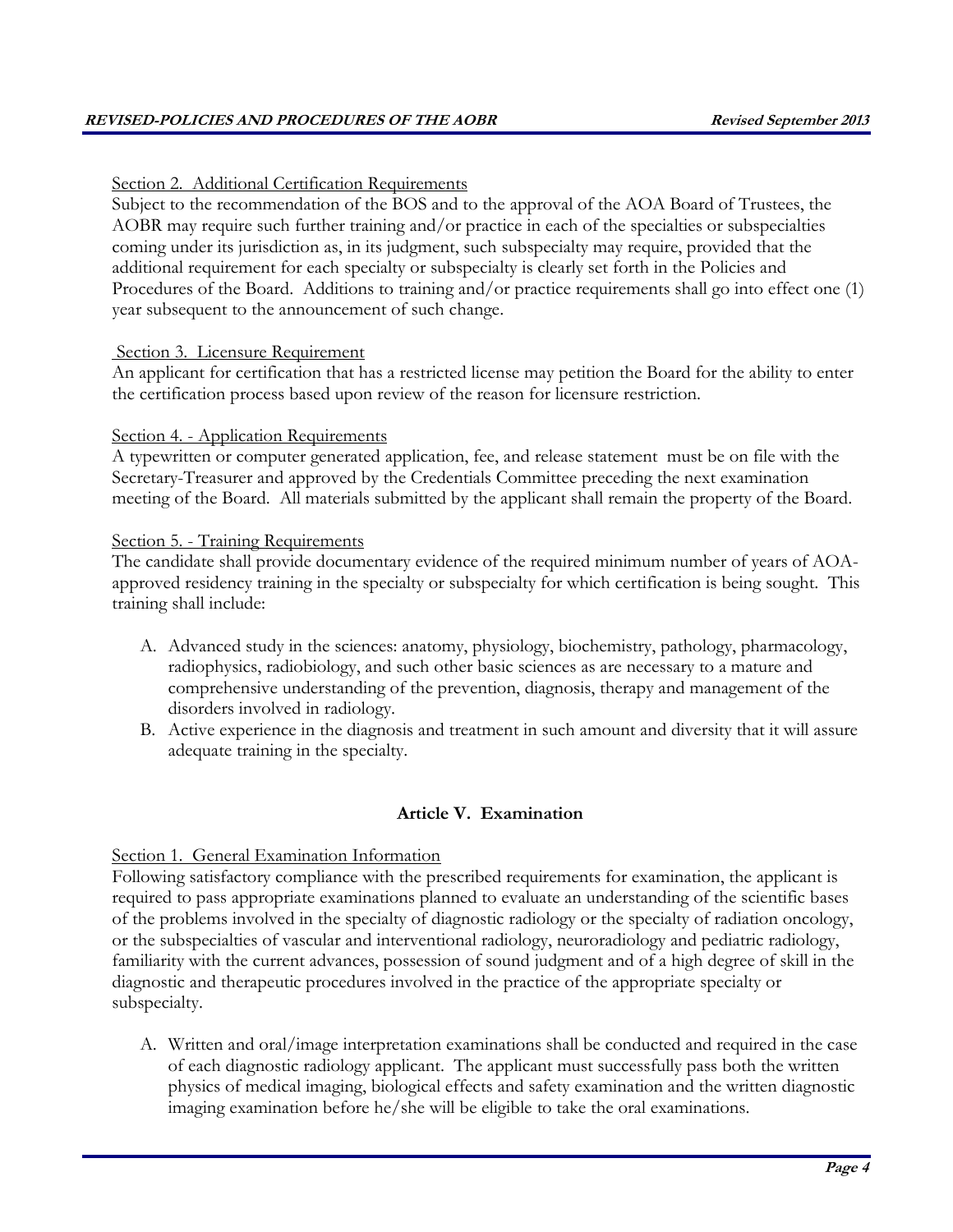Section 2. Additional Certification Requirements

Subject to the recommendation of the BOS and to the approval of the AOA Board of Trustees, the AOBR may require such further training and/or practice in each of the specialties or subspecialties coming under its jurisdiction as, in its judgment, such subspecialty may require, provided that the additional requirement for each specialty or subspecialty is clearly set forth in the Policies and Procedures of the Board. Additions to training and/or practice requirements shall go into effect one (1) year subsequent to the announcement of such change.

Section 3. Licensure Requirement

An applicant for certification that has a restricted license may petition the Board for the ability to enter the certification process based upon review of the reason for licensure restriction.

Section 4. - Application Requirements

A typewritten or computer generated application, fee, and release statement must be on file with the Secretary-Treasurer and approved by the Credentials Committee preceding the next examination meeting of the Board. All materials submitted by the applicant shall remain the property of the Board.

Section 5. - Training Requirements

The candidate shall provide documentary evidence of the required minimum number of years of AOA-approved residency training in the specialty or subspecialty for which certification is being sought. This training shall include:

A. Advanced study in the sciences: anatomy, physiology, biochemistry, pathology, pharmacology, radiophysics, radiobiology, and such other basic sciences as are necessary to a mature and comprehensive understanding of the prevention, diagnosis, therapy and management of the disorders involved in radiology.
B. Active experience in the diagnosis and treatment in such amount and diversity that it will assure adequate training in the specialty.

## Article V. Examination

Section 1. General Examination Information

Following satisfactory compliance with the prescribed requirements for examination, the applicant is required to pass appropriate examinations planned to evaluate an understanding of the scientific bases of the problems involved in the specialty of diagnostic radiology or the specialty of radiation oncology, or the subspecialties of vascular and interventional radiology, neuroradiology and pediatric radiology, familiarity with the current advances, possession of sound judgment and of a high degree of skill in the diagnostic and therapeutic procedures involved in the practice of the appropriate specialty or subspecialty.

A. Written and oral/image interpretation examinations shall be conducted and required in the case of each diagnostic radiology applicant. The applicant must successfully pass both the written physics of medical imaging, biological effects and safety examination and the written diagnostic imaging examination before he/she will be eligible to take the oral examinations.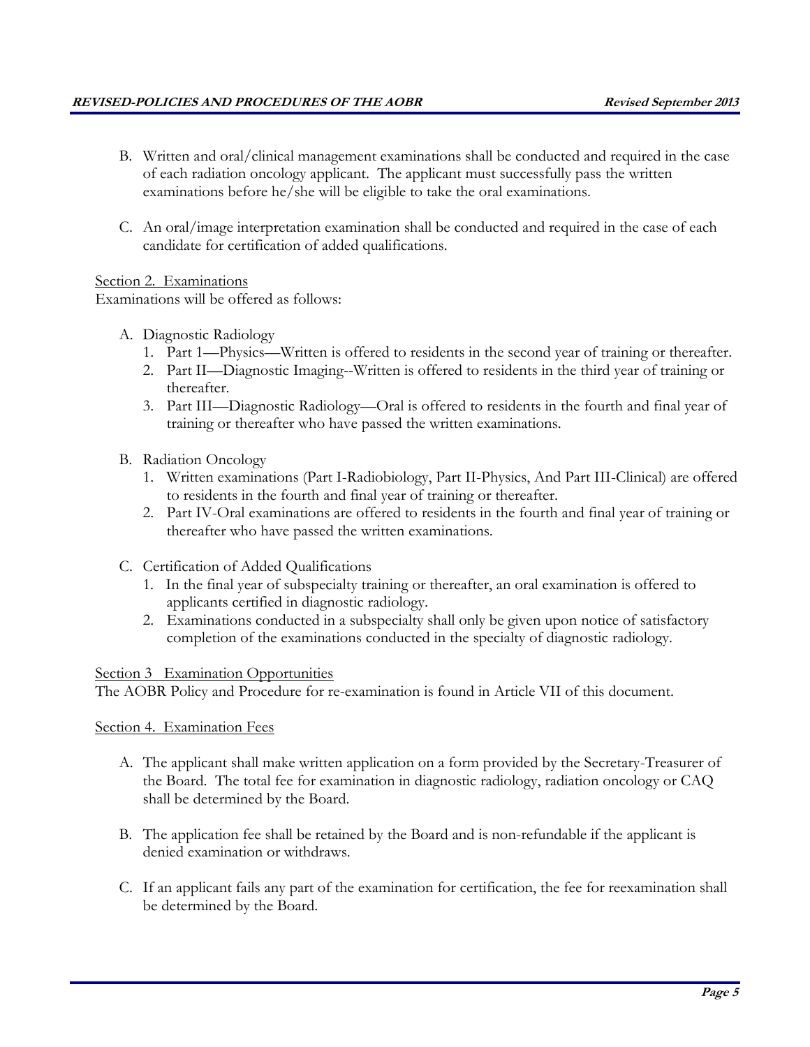B. Written and oral/clinical management examinations shall be conducted and required in the case of each radiation oncology applicant. The applicant must successfully pass the written examinations before he/she will be eligible to take the oral examinations.

C. An oral/image interpretation examination shall be conducted and required in the case of each candidate for certification of added qualifications.

<u>Section 2. Examinations</u>
Examinations will be offered as follows:

A. Diagnostic Radiology
   1. Part 1—Physics—Written is offered to residents in the second year of training or thereafter.
   2. Part II—Diagnostic Imaging--Written is offered to residents in the third year of training or thereafter.
   3. Part III—Diagnostic Radiology—Oral is offered to residents in the fourth and final year of training or thereafter who have passed the written examinations.

B. Radiation Oncology
   1. Written examinations (Part I-Radiobiology, Part II-Physics, And Part III-Clinical) are offered to residents in the fourth and final year of training or thereafter.
   2. Part IV-Oral examinations are offered to residents in the fourth and final year of training or thereafter who have passed the written examinations.

C. Certification of Added Qualifications
   1. In the final year of subspecialty training or thereafter, an oral examination is offered to applicants certified in diagnostic radiology.
   2. Examinations conducted in a subspecialty shall only be given upon notice of satisfactory completion of the examinations conducted in the specialty of diagnostic radiology.

<u>Section 3 Examination Opportunities</u>
The AOBR Policy and Procedure for re-examination is found in Article VII of this document.

<u>Section 4. Examination Fees</u>

A. The applicant shall make written application on a form provided by the Secretary-Treasurer of the Board. The total fee for examination in diagnostic radiology, radiation oncology or CAQ shall be determined by the Board.

B. The application fee shall be retained by the Board and is non-refundable if the applicant is denied examination or withdraws.

C. If an applicant fails any part of the examination for certification, the fee for reexamination shall be determined by the Board.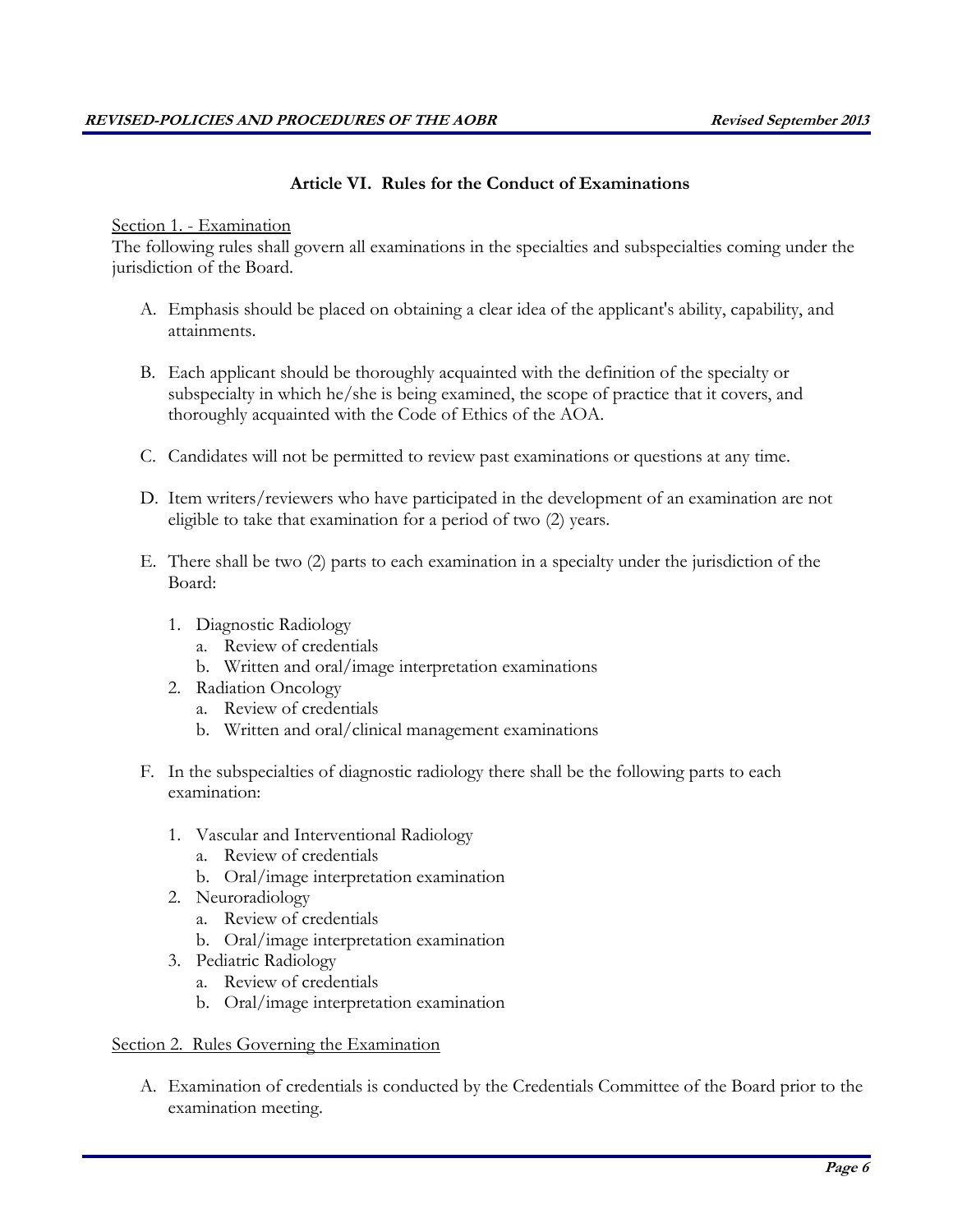## Article VI. Rules for the Conduct of Examinations

Section 1. - Examination

The following rules shall govern all examinations in the specialties and subspecialties coming under the jurisdiction of the Board.

A. Emphasis should be placed on obtaining a clear idea of the applicant's ability, capability, and attainments.

B. Each applicant should be thoroughly acquainted with the definition of the specialty or subspecialty in which he/she is being examined, the scope of practice that it covers, and thoroughly acquainted with the Code of Ethics of the AOA.

C. Candidates will not be permitted to review past examinations or questions at any time.

D. Item writers/reviewers who have participated in the development of an examination are not eligible to take that examination for a period of two (2) years.

E. There shall be two (2) parts to each examination in a specialty under the jurisdiction of the Board:

   1. Diagnostic Radiology
      a. Review of credentials
      b. Written and oral/image interpretation examinations
   2. Radiation Oncology
      a. Review of credentials
      b. Written and oral/clinical management examinations

F. In the subspecialties of diagnostic radiology there shall be the following parts to each examination:

   1. Vascular and Interventional Radiology
      a. Review of credentials
      b. Oral/image interpretation examination
   2. Neuroradiology
      a. Review of credentials
      b. Oral/image interpretation examination
   3. Pediatric Radiology
      a. Review of credentials
      b. Oral/image interpretation examination

Section 2. Rules Governing the Examination

A. Examination of credentials is conducted by the Credentials Committee of the Board prior to the examination meeting.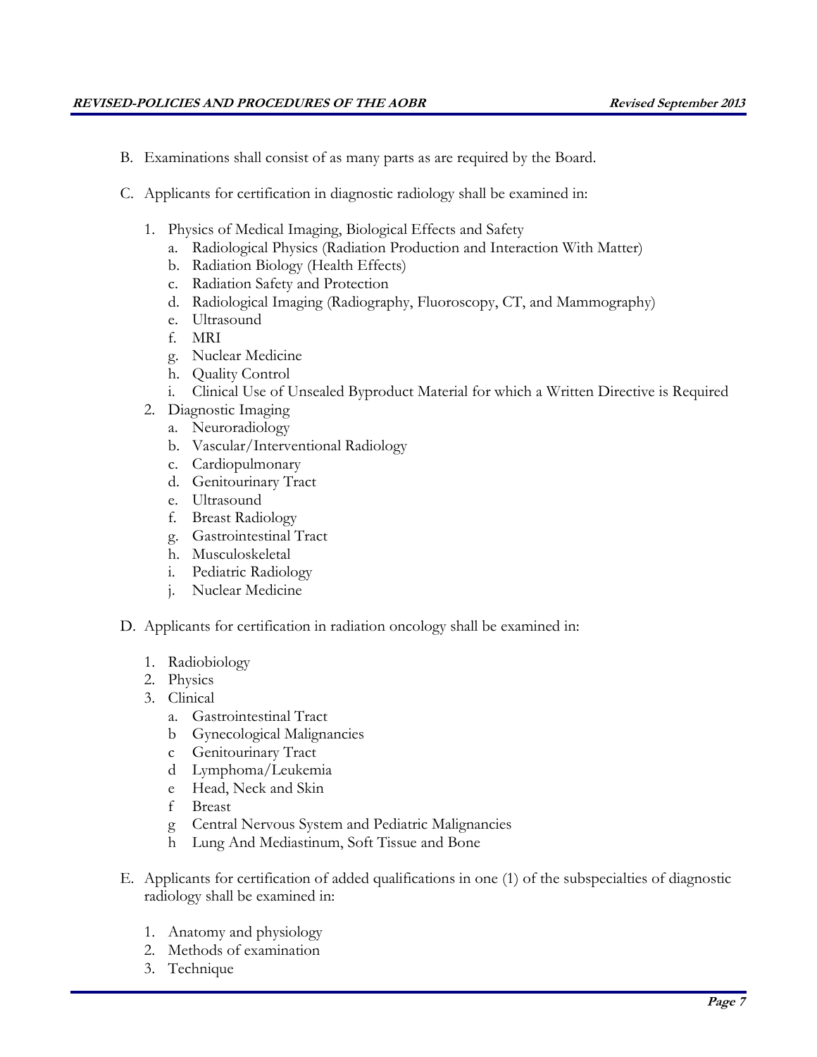B. Examinations shall consist of as many parts as are required by the Board.

C. Applicants for certification in diagnostic radiology shall be examined in:

1. Physics of Medical Imaging, Biological Effects and Safety
    a. Radiological Physics (Radiation Production and Interaction With Matter)
    b. Radiation Biology (Health Effects)
    c. Radiation Safety and Protection
    d. Radiological Imaging (Radiography, Fluoroscopy, CT, and Mammography)
    e. Ultrasound
    f. MRI
    g. Nuclear Medicine
    h. Quality Control
    i. Clinical Use of Unsealed Byproduct Material for which a Written Directive is Required
2. Diagnostic Imaging
    a. Neuroradiology
    b. Vascular/Interventional Radiology
    c. Cardiopulmonary
    d. Genitourinary Tract
    e. Ultrasound
    f. Breast Radiology
    g. Gastrointestinal Tract
    h. Musculoskeletal
    i. Pediatric Radiology
    j. Nuclear Medicine

D. Applicants for certification in radiation oncology shall be examined in:

1. Radiobiology
2. Physics
3. Clinical
    a Gastrointestinal Tract
    b Gynecological Malignancies
    c Genitourinary Tract
    d Lymphoma/Leukemia
    e Head, Neck and Skin
    f Breast
    g Central Nervous System and Pediatric Malignancies
    h Lung And Mediastinum, Soft Tissue and Bone

E. Applicants for certification of added qualifications in one (1) of the subspecialties of diagnostic radiology shall be examined in:

1. Anatomy and physiology
2. Methods of examination
3. Technique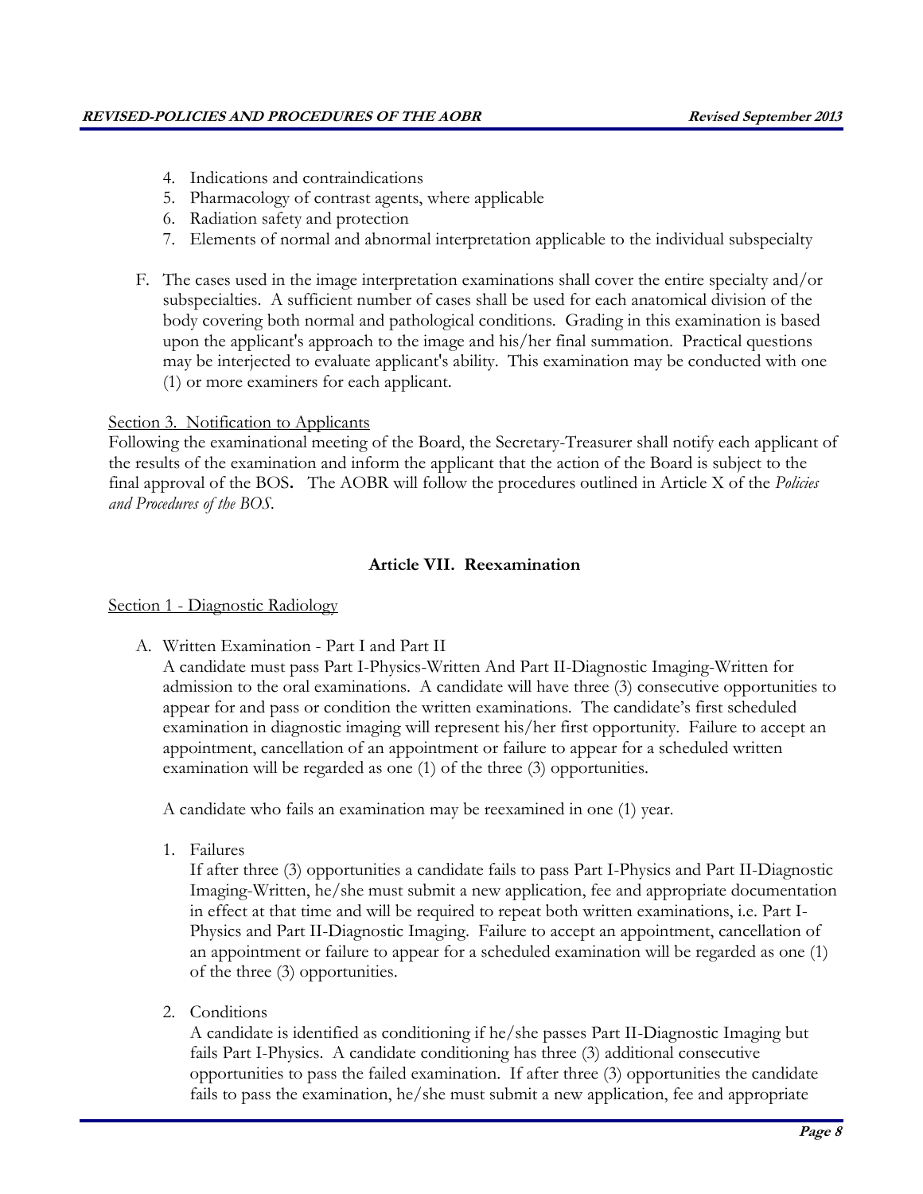4. Indications and contraindications
5. Pharmacology of contrast agents, where applicable
6. Radiation safety and protection
7. Elements of normal and abnormal interpretation applicable to the individual subspecialty

F. The cases used in the image interpretation examinations shall cover the entire specialty and/or subspecialties. A sufficient number of cases shall be used for each anatomical division of the body covering both normal and pathological conditions. Grading in this examination is based upon the applicant's approach to the image and his/her final summation. Practical questions may be interjected to evaluate applicant's ability. This examination may be conducted with one (1) or more examiners for each applicant.

Section 3. Notification to Applicants

Following the examinational meeting of the Board, the Secretary-Treasurer shall notify each applicant of the results of the examination and inform the applicant that the action of the Board is subject to the final approval of the BOS**.** The AOBR will follow the procedures outlined in Article X of the *Policies and Procedures of the BOS*.

## Article VII. Reexamination

Section 1 - Diagnostic Radiology

A. Written Examination - Part I and Part II

A candidate must pass Part I-Physics-Written And Part II-Diagnostic Imaging-Written for admission to the oral examinations. A candidate will have three (3) consecutive opportunities to appear for and pass or condition the written examinations. The candidate's first scheduled examination in diagnostic imaging will represent his/her first opportunity. Failure to accept an appointment, cancellation of an appointment or failure to appear for a scheduled written examination will be regarded as one (1) of the three (3) opportunities.

A candidate who fails an examination may be reexamined in one (1) year.

1. Failures

   If after three (3) opportunities a candidate fails to pass Part I-Physics and Part II-Diagnostic Imaging-Written, he/she must submit a new application, fee and appropriate documentation in effect at that time and will be required to repeat both written examinations, i.e. Part I-Physics and Part II-Diagnostic Imaging. Failure to accept an appointment, cancellation of an appointment or failure to appear for a scheduled examination will be regarded as one (1) of the three (3) opportunities.

2. Conditions

   A candidate is identified as conditioning if he/she passes Part II-Diagnostic Imaging but fails Part I-Physics. A candidate conditioning has three (3) additional consecutive opportunities to pass the failed examination. If after three (3) opportunities the candidate fails to pass the examination, he/she must submit a new application, fee and appropriate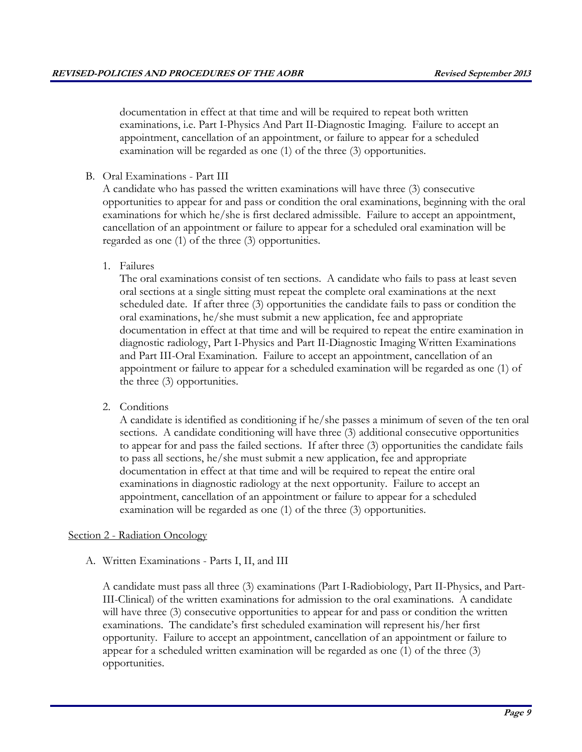documentation in effect at that time and will be required to repeat both written examinations, i.e. Part I-Physics And Part II-Diagnostic Imaging. Failure to accept an appointment, cancellation of an appointment, or failure to appear for a scheduled examination will be regarded as one (1) of the three (3) opportunities.

B. Oral Examinations - Part III

A candidate who has passed the written examinations will have three (3) consecutive opportunities to appear for and pass or condition the oral examinations, beginning with the oral examinations for which he/she is first declared admissible. Failure to accept an appointment, cancellation of an appointment or failure to appear for a scheduled oral examination will be regarded as one (1) of the three (3) opportunities.

1. Failures

The oral examinations consist of ten sections. A candidate who fails to pass at least seven oral sections at a single sitting must repeat the complete oral examinations at the next scheduled date. If after three (3) opportunities the candidate fails to pass or condition the oral examinations, he/she must submit a new application, fee and appropriate documentation in effect at that time and will be required to repeat the entire examination in diagnostic radiology, Part I-Physics and Part II-Diagnostic Imaging Written Examinations and Part III-Oral Examination. Failure to accept an appointment, cancellation of an appointment or failure to appear for a scheduled examination will be regarded as one (1) of the three (3) opportunities.

2. Conditions

A candidate is identified as conditioning if he/she passes a minimum of seven of the ten oral sections. A candidate conditioning will have three (3) additional consecutive opportunities to appear for and pass the failed sections. If after three (3) opportunities the candidate fails to pass all sections, he/she must submit a new application, fee and appropriate documentation in effect at that time and will be required to repeat the entire oral examinations in diagnostic radiology at the next opportunity. Failure to accept an appointment, cancellation of an appointment or failure to appear for a scheduled examination will be regarded as one (1) of the three (3) opportunities.

## Section 2 - Radiation Oncology

A. Written Examinations - Parts I, II, and III

A candidate must pass all three (3) examinations (Part I-Radiobiology, Part II-Physics, and Part-III-Clinical) of the written examinations for admission to the oral examinations. A candidate will have three (3) consecutive opportunities to appear for and pass or condition the written examinations. The candidate's first scheduled examination will represent his/her first opportunity. Failure to accept an appointment, cancellation of an appointment or failure to appear for a scheduled written examination will be regarded as one (1) of the three (3) opportunities.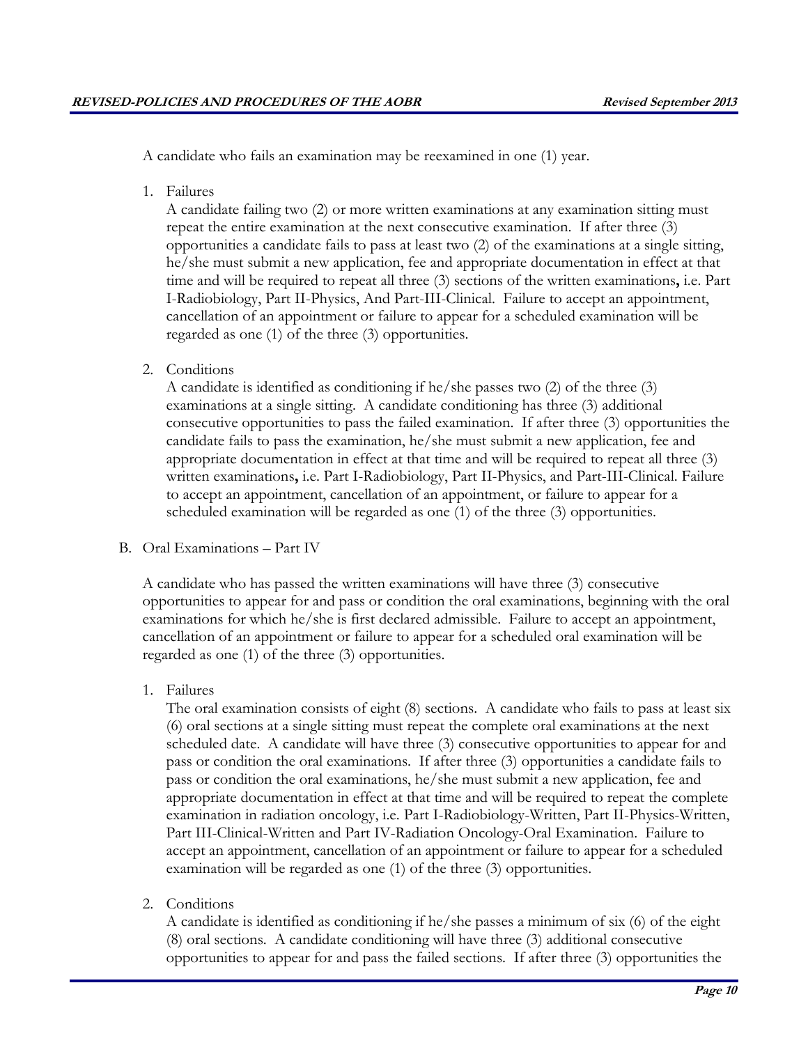A candidate who fails an examination may be reexamined in one (1) year.

1. Failures

   A candidate failing two (2) or more written examinations at any examination sitting must repeat the entire examination at the next consecutive examination. If after three (3) opportunities a candidate fails to pass at least two (2) of the examinations at a single sitting, he/she must submit a new application, fee and appropriate documentation in effect at that time and will be required to repeat all three (3) sections of the written examinations**,** i.e. Part I-Radiobiology, Part II-Physics, And Part-III-Clinical. Failure to accept an appointment, cancellation of an appointment or failure to appear for a scheduled examination will be regarded as one (1) of the three (3) opportunities.

2. Conditions

   A candidate is identified as conditioning if he/she passes two (2) of the three (3) examinations at a single sitting. A candidate conditioning has three (3) additional consecutive opportunities to pass the failed examination. If after three (3) opportunities the candidate fails to pass the examination, he/she must submit a new application, fee and appropriate documentation in effect at that time and will be required to repeat all three (3) written examinations**,** i.e. Part I-Radiobiology, Part II-Physics, and Part-III-Clinical. Failure to accept an appointment, cancellation of an appointment, or failure to appear for a scheduled examination will be regarded as one (1) of the three (3) opportunities.

B. Oral Examinations – Part IV

   A candidate who has passed the written examinations will have three (3) consecutive opportunities to appear for and pass or condition the oral examinations, beginning with the oral examinations for which he/she is first declared admissible. Failure to accept an appointment, cancellation of an appointment or failure to appear for a scheduled oral examination will be regarded as one (1) of the three (3) opportunities.

1. Failures

   The oral examination consists of eight (8) sections. A candidate who fails to pass at least six (6) oral sections at a single sitting must repeat the complete oral examinations at the next scheduled date. A candidate will have three (3) consecutive opportunities to appear for and pass or condition the oral examinations. If after three (3) opportunities a candidate fails to pass or condition the oral examinations, he/she must submit a new application, fee and appropriate documentation in effect at that time and will be required to repeat the complete examination in radiation oncology, i.e. Part I-Radiobiology-Written, Part II-Physics-Written, Part III-Clinical-Written and Part IV-Radiation Oncology-Oral Examination. Failure to accept an appointment, cancellation of an appointment or failure to appear for a scheduled examination will be regarded as one (1) of the three (3) opportunities.

2. Conditions

   A candidate is identified as conditioning if he/she passes a minimum of six (6) of the eight (8) oral sections. A candidate conditioning will have three (3) additional consecutive opportunities to appear for and pass the failed sections. If after three (3) opportunities the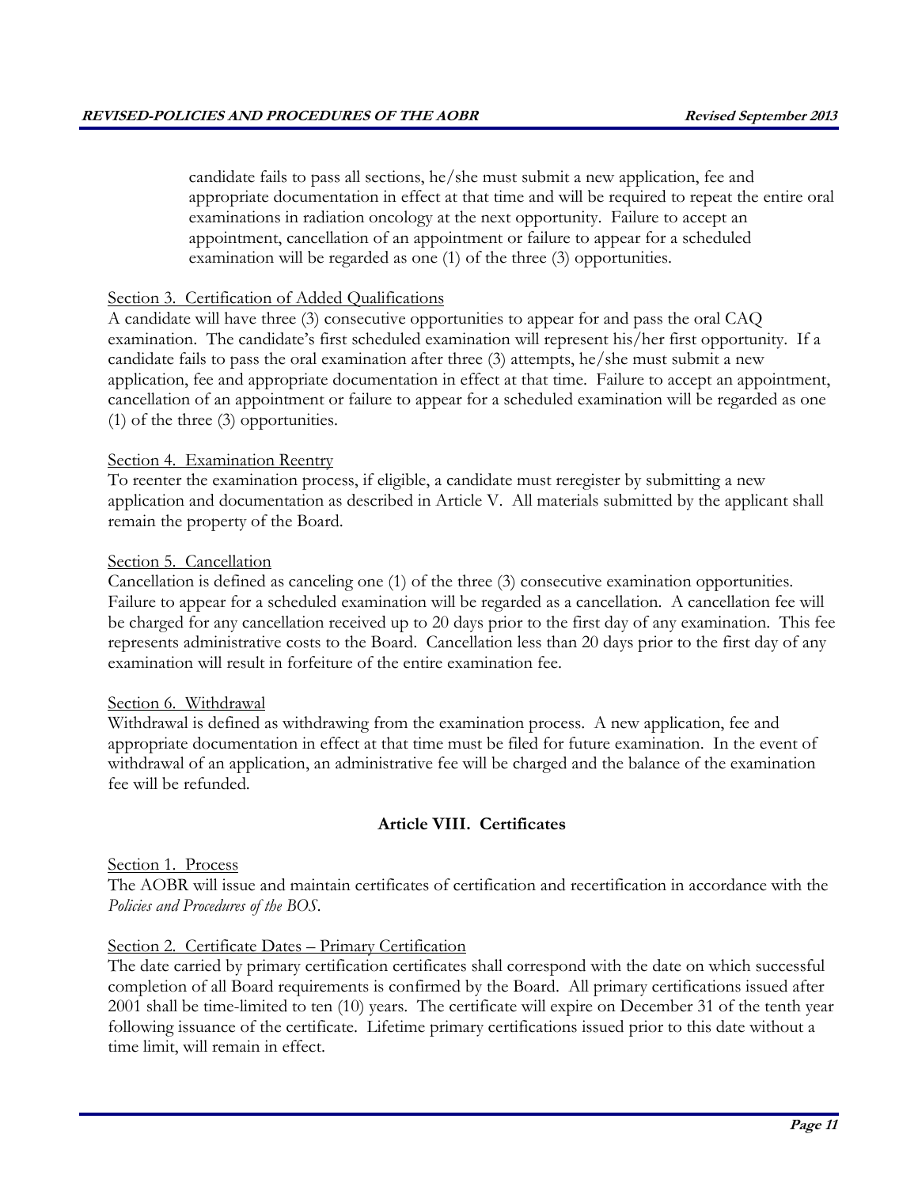candidate fails to pass all sections, he/she must submit a new application, fee and appropriate documentation in effect at that time and will be required to repeat the entire oral examinations in radiation oncology at the next opportunity. Failure to accept an appointment, cancellation of an appointment or failure to appear for a scheduled examination will be regarded as one (1) of the three (3) opportunities.

Section 3. Certification of Added Qualifications

A candidate will have three (3) consecutive opportunities to appear for and pass the oral CAQ examination. The candidate's first scheduled examination will represent his/her first opportunity. If a candidate fails to pass the oral examination after three (3) attempts, he/she must submit a new application, fee and appropriate documentation in effect at that time. Failure to accept an appointment, cancellation of an appointment or failure to appear for a scheduled examination will be regarded as one (1) of the three (3) opportunities.

Section 4. Examination Reentry

To reenter the examination process, if eligible, a candidate must reregister by submitting a new application and documentation as described in Article V. All materials submitted by the applicant shall remain the property of the Board.

Section 5. Cancellation

Cancellation is defined as canceling one (1) of the three (3) consecutive examination opportunities. Failure to appear for a scheduled examination will be regarded as a cancellation. A cancellation fee will be charged for any cancellation received up to 20 days prior to the first day of any examination. This fee represents administrative costs to the Board. Cancellation less than 20 days prior to the first day of any examination will result in forfeiture of the entire examination fee.

Section 6. Withdrawal

Withdrawal is defined as withdrawing from the examination process. A new application, fee and appropriate documentation in effect at that time must be filed for future examination. In the event of withdrawal of an application, an administrative fee will be charged and the balance of the examination fee will be refunded.

## Article VIII. Certificates

Section 1. Process

The AOBR will issue and maintain certificates of certification and recertification in accordance with the *Policies and Procedures of the BOS*.

Section 2. Certificate Dates – Primary Certification

The date carried by primary certification certificates shall correspond with the date on which successful completion of all Board requirements is confirmed by the Board. All primary certifications issued after 2001 shall be time-limited to ten (10) years. The certificate will expire on December 31 of the tenth year following issuance of the certificate. Lifetime primary certifications issued prior to this date without a time limit, will remain in effect.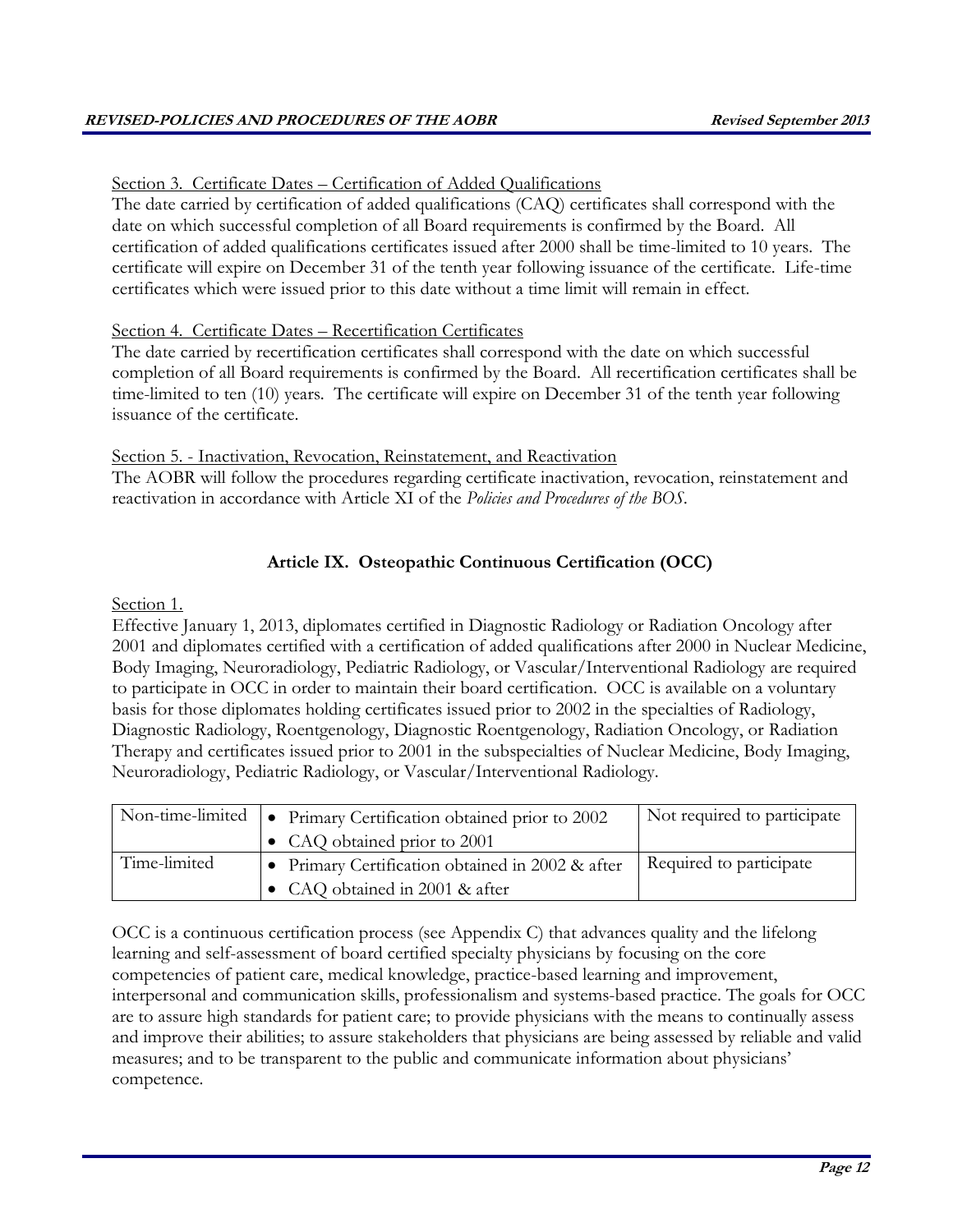Section 3. Certificate Dates – Certification of Added Qualifications

The date carried by certification of added qualifications (CAQ) certificates shall correspond with the date on which successful completion of all Board requirements is confirmed by the Board. All certification of added qualifications certificates issued after 2000 shall be time-limited to 10 years. The certificate will expire on December 31 of the tenth year following issuance of the certificate. Life-time certificates which were issued prior to this date without a time limit will remain in effect.

Section 4. Certificate Dates – Recertification Certificates

The date carried by recertification certificates shall correspond with the date on which successful completion of all Board requirements is confirmed by the Board. All recertification certificates shall be time-limited to ten (10) years. The certificate will expire on December 31 of the tenth year following issuance of the certificate.

Section 5. - Inactivation, Revocation, Reinstatement, and Reactivation

The AOBR will follow the procedures regarding certificate inactivation, revocation, reinstatement and reactivation in accordance with Article XI of the *Policies and Procedures of the BOS*.

## Article IX. Osteopathic Continuous Certification (OCC)

Section 1.

Effective January 1, 2013, diplomates certified in Diagnostic Radiology or Radiation Oncology after 2001 and diplomates certified with a certification of added qualifications after 2000 in Nuclear Medicine, Body Imaging, Neuroradiology, Pediatric Radiology, or Vascular/Interventional Radiology are required to participate in OCC in order to maintain their board certification. OCC is available on a voluntary basis for those diplomates holding certificates issued prior to 2002 in the specialties of Radiology, Diagnostic Radiology, Roentgenology, Diagnostic Roentgenology, Radiation Oncology, or Radiation Therapy and certificates issued prior to 2001 in the subspecialties of Nuclear Medicine, Body Imaging, Neuroradiology, Pediatric Radiology, or Vascular/Interventional Radiology.

| | | |
|---|---|---|
| Non-time-limited | • Primary Certification obtained prior to 2002<br>• CAQ obtained prior to 2001 | Not required to participate |
| Time-limited | • Primary Certification obtained in 2002 & after<br>• CAQ obtained in 2001 & after | Required to participate |

OCC is a continuous certification process (see Appendix C) that advances quality and the lifelong learning and self-assessment of board certified specialty physicians by focusing on the core competencies of patient care, medical knowledge, practice-based learning and improvement, interpersonal and communication skills, professionalism and systems-based practice. The goals for OCC are to assure high standards for patient care; to provide physicians with the means to continually assess and improve their abilities; to assure stakeholders that physicians are being assessed by reliable and valid measures; and to be transparent to the public and communicate information about physicians' competence.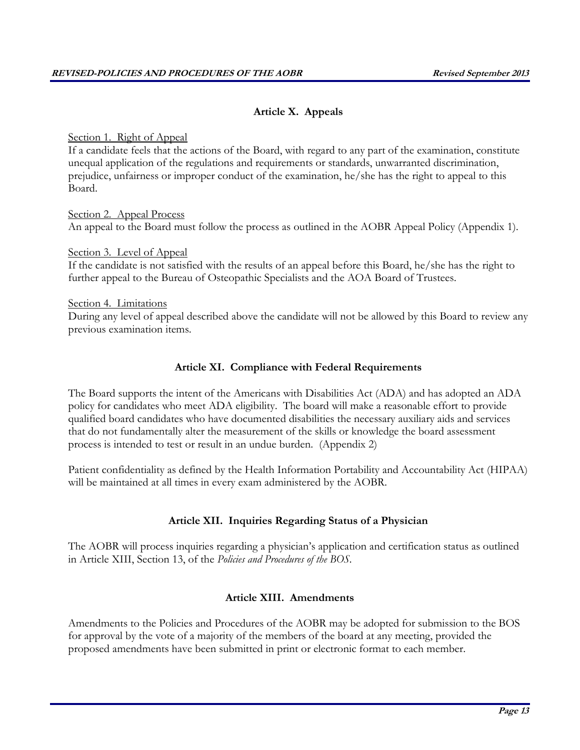## Article X. Appeals

Section 1. Right of Appeal
If a candidate feels that the actions of the Board, with regard to any part of the examination, constitute unequal application of the regulations and requirements or standards, unwarranted discrimination, prejudice, unfairness or improper conduct of the examination, he/she has the right to appeal to this Board.

Section 2. Appeal Process
An appeal to the Board must follow the process as outlined in the AOBR Appeal Policy (Appendix 1).

Section 3. Level of Appeal
If the candidate is not satisfied with the results of an appeal before this Board, he/she has the right to further appeal to the Bureau of Osteopathic Specialists and the AOA Board of Trustees.

Section 4. Limitations
During any level of appeal described above the candidate will not be allowed by this Board to review any previous examination items.

## Article XI. Compliance with Federal Requirements

The Board supports the intent of the Americans with Disabilities Act (ADA) and has adopted an ADA policy for candidates who meet ADA eligibility. The board will make a reasonable effort to provide qualified board candidates who have documented disabilities the necessary auxiliary aids and services that do not fundamentally alter the measurement of the skills or knowledge the board assessment process is intended to test or result in an undue burden. (Appendix 2)

Patient confidentiality as defined by the Health Information Portability and Accountability Act (HIPAA) will be maintained at all times in every exam administered by the AOBR.

## Article XII. Inquiries Regarding Status of a Physician

The AOBR will process inquiries regarding a physician's application and certification status as outlined in Article XIII, Section 13, of the *Policies and Procedures of the BOS*.

## Article XIII. Amendments

Amendments to the Policies and Procedures of the AOBR may be adopted for submission to the BOS for approval by the vote of a majority of the members of the board at any meeting, provided the proposed amendments have been submitted in print or electronic format to each member.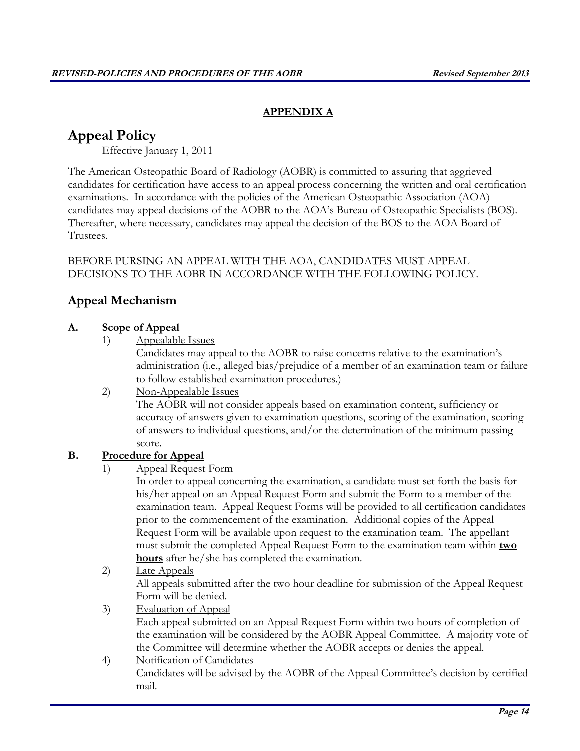**APPENDIX A**

# Appeal Policy

Effective January 1, 2011

The American Osteopathic Board of Radiology (AOBR) is committed to assuring that aggrieved candidates for certification have access to an appeal process concerning the written and oral certification examinations. In accordance with the policies of the American Osteopathic Association (AOA) candidates may appeal decisions of the AOBR to the AOA's Bureau of Osteopathic Specialists (BOS). Thereafter, where necessary, candidates may appeal the decision of the BOS to the AOA Board of Trustees.

BEFORE PURSING AN APPEAL WITH THE AOA, CANDIDATES MUST APPEAL DECISIONS TO THE AOBR IN ACCORDANCE WITH THE FOLLOWING POLICY.

## Appeal Mechanism

**A. Scope of Appeal**

1) Appealable Issues

   Candidates may appeal to the AOBR to raise concerns relative to the examination's administration (i.e., alleged bias/prejudice of a member of an examination team or failure to follow established examination procedures.)

2) Non-Appealable Issues

   The AOBR will not consider appeals based on examination content, sufficiency or accuracy of answers given to examination questions, scoring of the examination, scoring of answers to individual questions, and/or the determination of the minimum passing score.

**B. Procedure for Appeal**

1) Appeal Request Form

   In order to appeal concerning the examination, a candidate must set forth the basis for his/her appeal on an Appeal Request Form and submit the Form to a member of the examination team. Appeal Request Forms will be provided to all certification candidates prior to the commencement of the examination. Additional copies of the Appeal Request Form will be available upon request to the examination team. The appellant must submit the completed Appeal Request Form to the examination team within **two hours** after he/she has completed the examination.

2) Late Appeals

   All appeals submitted after the two hour deadline for submission of the Appeal Request Form will be denied.

3) Evaluation of Appeal

   Each appeal submitted on an Appeal Request Form within two hours of completion of the examination will be considered by the AOBR Appeal Committee. A majority vote of the Committee will determine whether the AOBR accepts or denies the appeal.

4) Notification of Candidates

   Candidates will be advised by the AOBR of the Appeal Committee's decision by certified mail.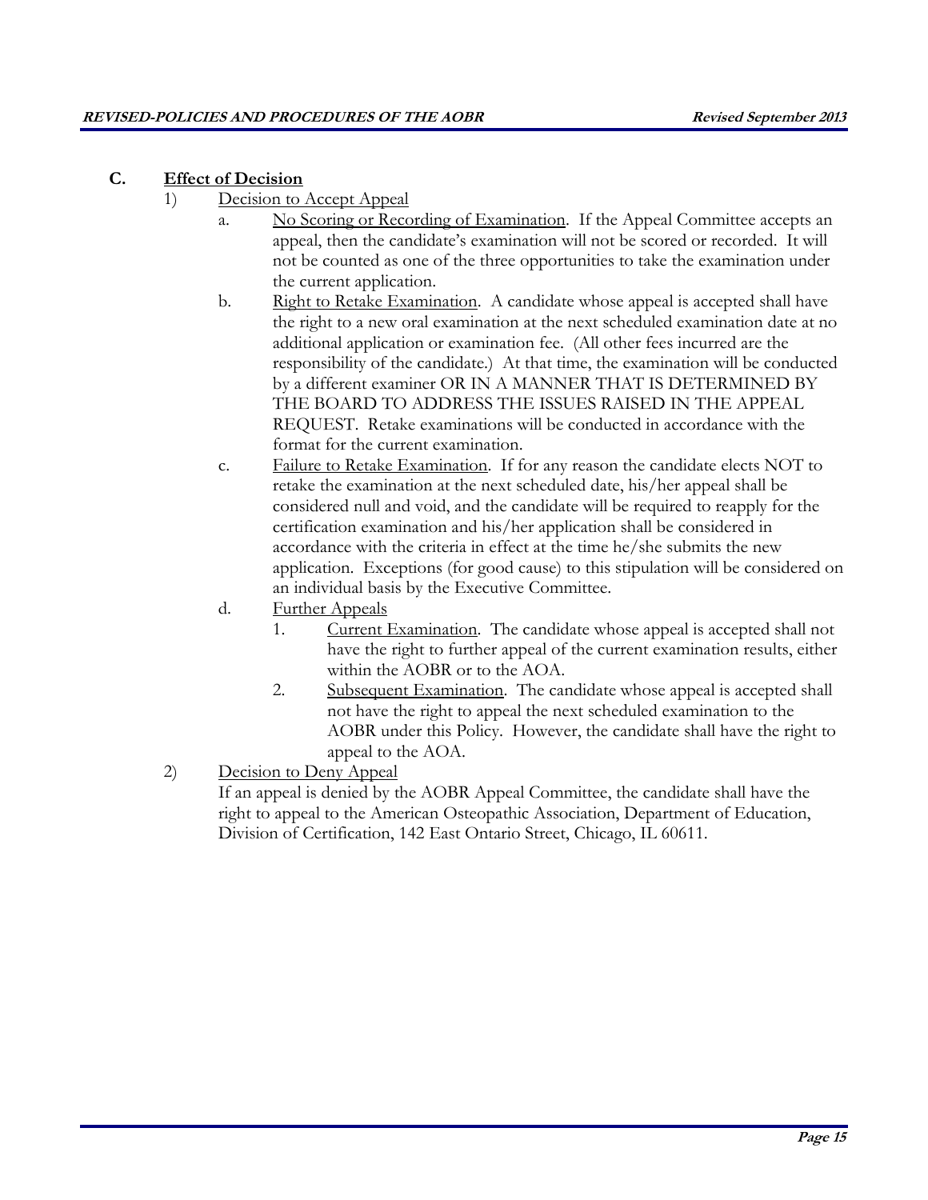## C. Effect of Decision

1) Decision to Accept Appeal

   a. No Scoring or Recording of Examination. If the Appeal Committee accepts an appeal, then the candidate's examination will not be scored or recorded. It will not be counted as one of the three opportunities to take the examination under the current application.

   b. Right to Retake Examination. A candidate whose appeal is accepted shall have the right to a new oral examination at the next scheduled examination date at no additional application or examination fee. (All other fees incurred are the responsibility of the candidate.) At that time, the examination will be conducted by a different examiner OR IN A MANNER THAT IS DETERMINED BY THE BOARD TO ADDRESS THE ISSUES RAISED IN THE APPEAL REQUEST. Retake examinations will be conducted in accordance with the format for the current examination.

   c. Failure to Retake Examination. If for any reason the candidate elects NOT to retake the examination at the next scheduled date, his/her appeal shall be considered null and void, and the candidate will be required to reapply for the certification examination and his/her application shall be considered in accordance with the criteria in effect at the time he/she submits the new application. Exceptions (for good cause) to this stipulation will be considered on an individual basis by the Executive Committee.

   d. Further Appeals

      1. Current Examination. The candidate whose appeal is accepted shall not have the right to further appeal of the current examination results, either within the AOBR or to the AOA.

      2. Subsequent Examination. The candidate whose appeal is accepted shall not have the right to appeal the next scheduled examination to the AOBR under this Policy. However, the candidate shall have the right to appeal to the AOA.

2) Decision to Deny Appeal

   If an appeal is denied by the AOBR Appeal Committee, the candidate shall have the right to appeal to the American Osteopathic Association, Department of Education, Division of Certification, 142 East Ontario Street, Chicago, IL 60611.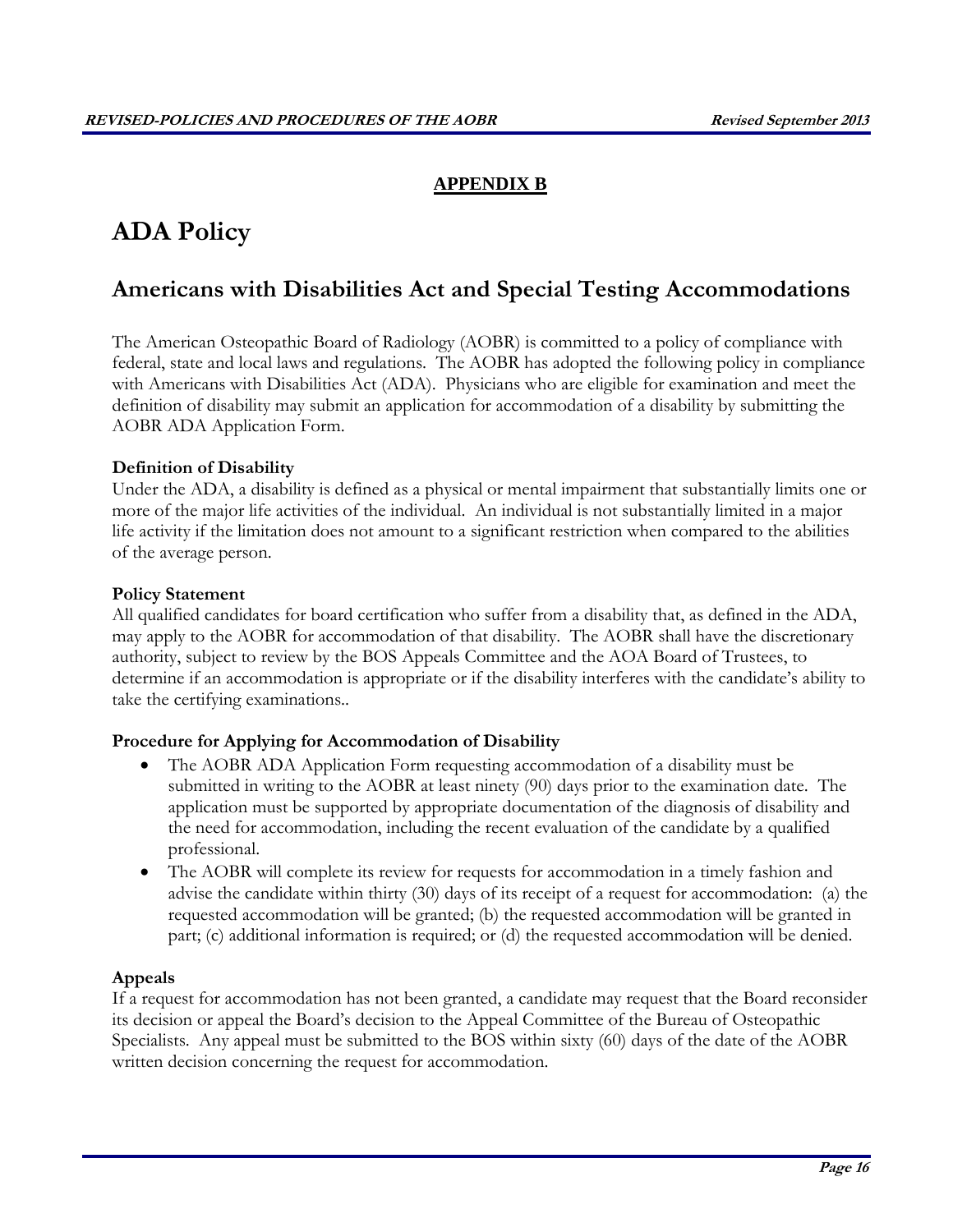**APPENDIX B**

# ADA Policy

## Americans with Disabilities Act and Special Testing Accommodations

The American Osteopathic Board of Radiology (AOBR) is committed to a policy of compliance with federal, state and local laws and regulations. The AOBR has adopted the following policy in compliance with Americans with Disabilities Act (ADA). Physicians who are eligible for examination and meet the definition of disability may submit an application for accommodation of a disability by submitting the AOBR ADA Application Form.

**Definition of Disability**
Under the ADA, a disability is defined as a physical or mental impairment that substantially limits one or more of the major life activities of the individual. An individual is not substantially limited in a major life activity if the limitation does not amount to a significant restriction when compared to the abilities of the average person.

**Policy Statement**
All qualified candidates for board certification who suffer from a disability that, as defined in the ADA, may apply to the AOBR for accommodation of that disability. The AOBR shall have the discretionary authority, subject to review by the BOS Appeals Committee and the AOA Board of Trustees, to determine if an accommodation is appropriate or if the disability interferes with the candidate's ability to take the certifying examinations..

**Procedure for Applying for Accommodation of Disability**

- The AOBR ADA Application Form requesting accommodation of a disability must be submitted in writing to the AOBR at least ninety (90) days prior to the examination date. The application must be supported by appropriate documentation of the diagnosis of disability and the need for accommodation, including the recent evaluation of the candidate by a qualified professional.
- The AOBR will complete its review for requests for accommodation in a timely fashion and advise the candidate within thirty (30) days of its receipt of a request for accommodation: (a) the requested accommodation will be granted; (b) the requested accommodation will be granted in part; (c) additional information is required; or (d) the requested accommodation will be denied.

**Appeals**
If a request for accommodation has not been granted, a candidate may request that the Board reconsider its decision or appeal the Board's decision to the Appeal Committee of the Bureau of Osteopathic Specialists. Any appeal must be submitted to the BOS within sixty (60) days of the date of the AOBR written decision concerning the request for accommodation.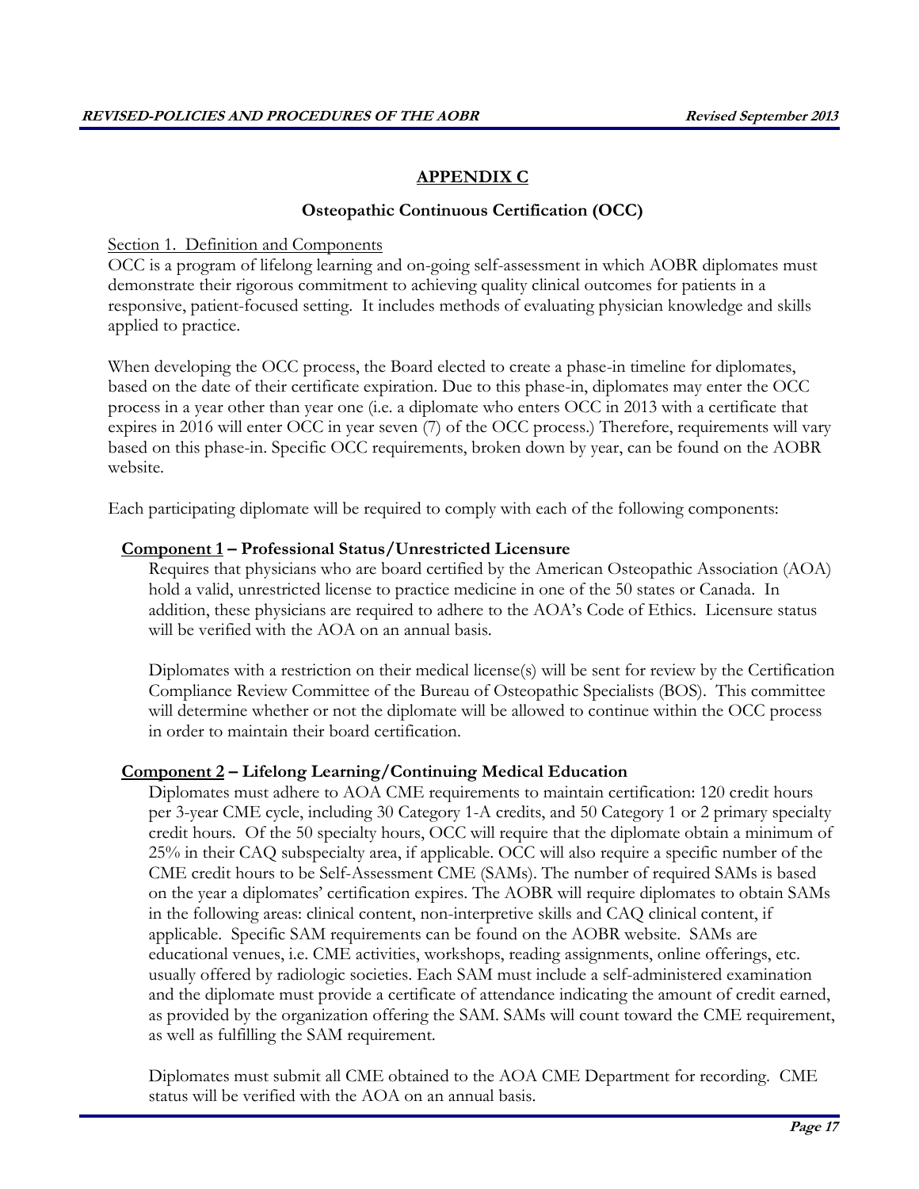## APPENDIX C

### Osteopathic Continuous Certification (OCC)

Section 1. Definition and Components

OCC is a program of lifelong learning and on-going self-assessment in which AOBR diplomates must demonstrate their rigorous commitment to achieving quality clinical outcomes for patients in a responsive, patient-focused setting. It includes methods of evaluating physician knowledge and skills applied to practice.

When developing the OCC process, the Board elected to create a phase-in timeline for diplomates, based on the date of their certificate expiration. Due to this phase-in, diplomates may enter the OCC process in a year other than year one (i.e. a diplomate who enters OCC in 2013 with a certificate that expires in 2016 will enter OCC in year seven (7) of the OCC process.) Therefore, requirements will vary based on this phase-in. Specific OCC requirements, broken down by year, can be found on the AOBR website.

Each participating diplomate will be required to comply with each of the following components:

**Component 1 – Professional Status/Unrestricted Licensure**

Requires that physicians who are board certified by the American Osteopathic Association (AOA) hold a valid, unrestricted license to practice medicine in one of the 50 states or Canada. In addition, these physicians are required to adhere to the AOA's Code of Ethics. Licensure status will be verified with the AOA on an annual basis.

Diplomates with a restriction on their medical license(s) will be sent for review by the Certification Compliance Review Committee of the Bureau of Osteopathic Specialists (BOS). This committee will determine whether or not the diplomate will be allowed to continue within the OCC process in order to maintain their board certification.

**Component 2 – Lifelong Learning/Continuing Medical Education**

Diplomates must adhere to AOA CME requirements to maintain certification: 120 credit hours per 3-year CME cycle, including 30 Category 1-A credits, and 50 Category 1 or 2 primary specialty credit hours. Of the 50 specialty hours, OCC will require that the diplomate obtain a minimum of 25% in their CAQ subspecialty area, if applicable. OCC will also require a specific number of the CME credit hours to be Self-Assessment CME (SAMs). The number of required SAMs is based on the year a diplomates' certification expires. The AOBR will require diplomates to obtain SAMs in the following areas: clinical content, non-interpretive skills and CAQ clinical content, if applicable. Specific SAM requirements can be found on the AOBR website. SAMs are educational venues, i.e. CME activities, workshops, reading assignments, online offerings, etc. usually offered by radiologic societies. Each SAM must include a self-administered examination and the diplomate must provide a certificate of attendance indicating the amount of credit earned, as provided by the organization offering the SAM. SAMs will count toward the CME requirement, as well as fulfilling the SAM requirement.

Diplomates must submit all CME obtained to the AOA CME Department for recording. CME status will be verified with the AOA on an annual basis.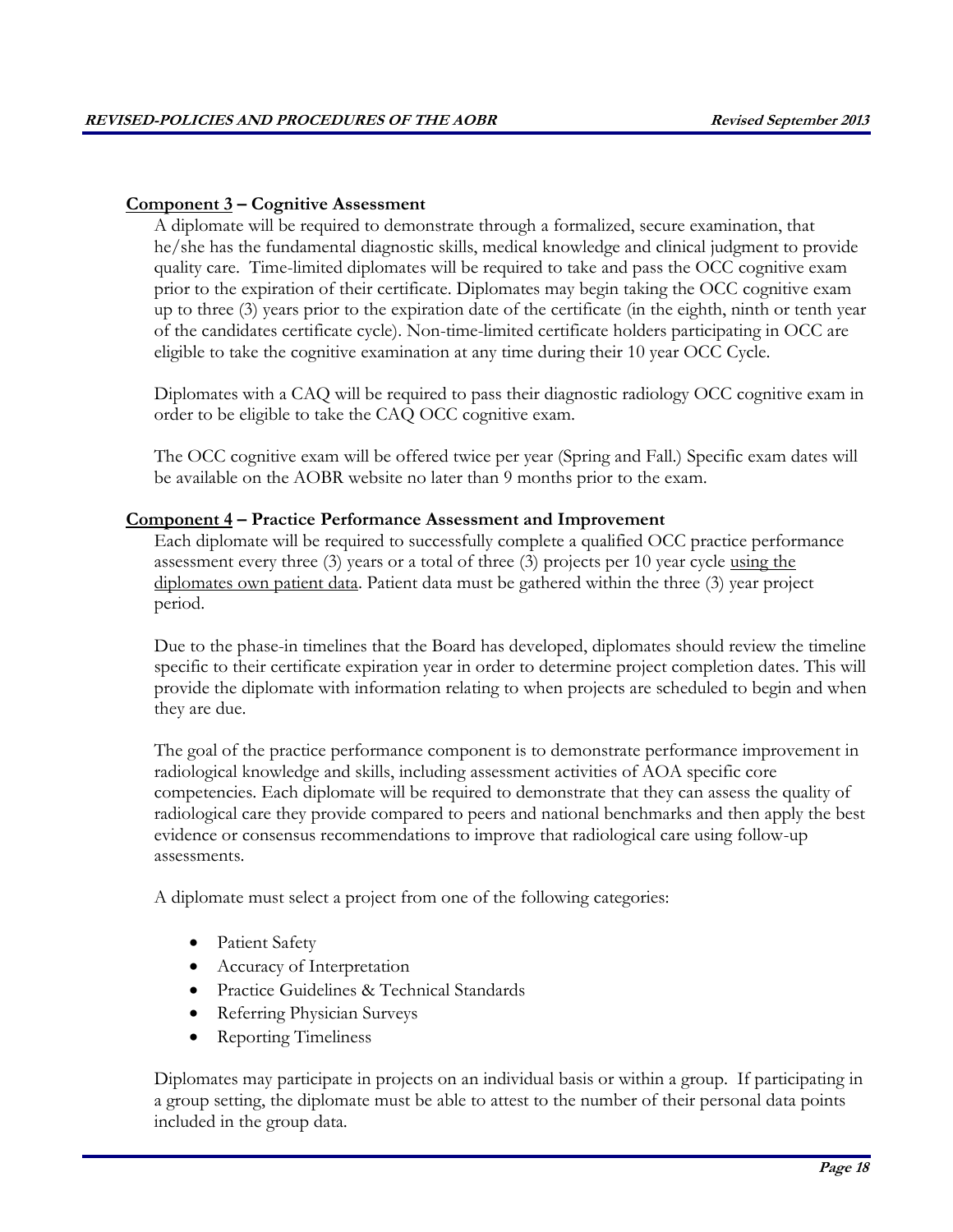**<u>Component 3</u> – Cognitive Assessment**

A diplomate will be required to demonstrate through a formalized, secure examination, that he/she has the fundamental diagnostic skills, medical knowledge and clinical judgment to provide quality care. Time-limited diplomates will be required to take and pass the OCC cognitive exam prior to the expiration of their certificate. Diplomates may begin taking the OCC cognitive exam up to three (3) years prior to the expiration date of the certificate (in the eighth, ninth or tenth year of the candidates certificate cycle). Non-time-limited certificate holders participating in OCC are eligible to take the cognitive examination at any time during their 10 year OCC Cycle.

Diplomates with a CAQ will be required to pass their diagnostic radiology OCC cognitive exam in order to be eligible to take the CAQ OCC cognitive exam.

The OCC cognitive exam will be offered twice per year (Spring and Fall.) Specific exam dates will be available on the AOBR website no later than 9 months prior to the exam.

**<u>Component 4</u> – Practice Performance Assessment and Improvement**

Each diplomate will be required to successfully complete a qualified OCC practice performance assessment every three (3) years or a total of three (3) projects per 10 year cycle <u>using the diplomates own patient data</u>. Patient data must be gathered within the three (3) year project period.

Due to the phase-in timelines that the Board has developed, diplomates should review the timeline specific to their certificate expiration year in order to determine project completion dates. This will provide the diplomate with information relating to when projects are scheduled to begin and when they are due.

The goal of the practice performance component is to demonstrate performance improvement in radiological knowledge and skills, including assessment activities of AOA specific core competencies. Each diplomate will be required to demonstrate that they can assess the quality of radiological care they provide compared to peers and national benchmarks and then apply the best evidence or consensus recommendations to improve that radiological care using follow-up assessments.

A diplomate must select a project from one of the following categories:

- Patient Safety
- Accuracy of Interpretation
- Practice Guidelines & Technical Standards
- Referring Physician Surveys
- Reporting Timeliness

Diplomates may participate in projects on an individual basis or within a group. If participating in a group setting, the diplomate must be able to attest to the number of their personal data points included in the group data.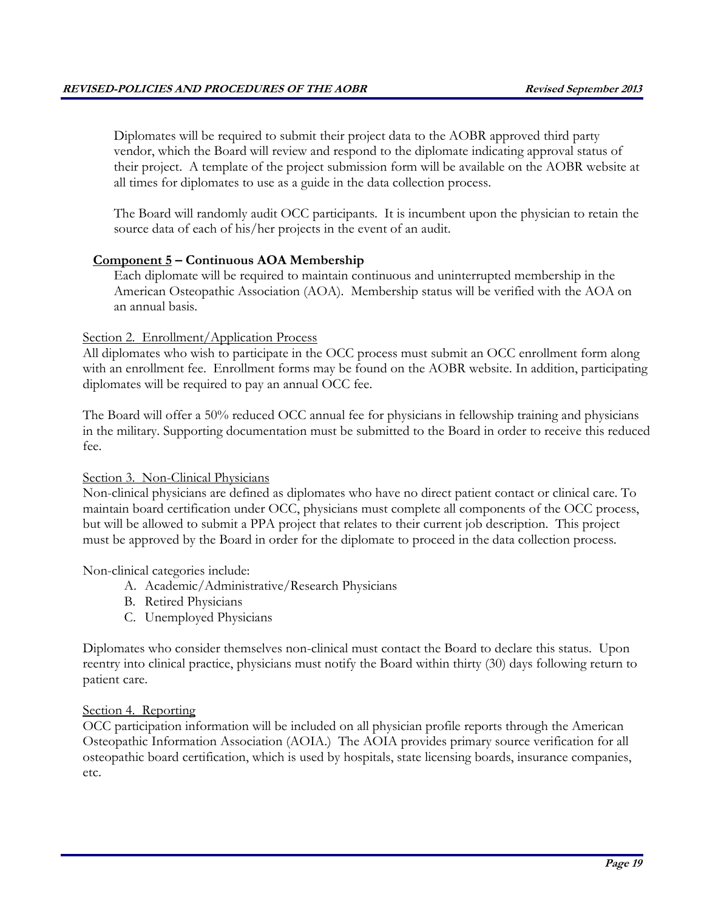Diplomates will be required to submit their project data to the AOBR approved third party vendor, which the Board will review and respond to the diplomate indicating approval status of their project. A template of the project submission form will be available on the AOBR website at all times for diplomates to use as a guide in the data collection process.

The Board will randomly audit OCC participants. It is incumbent upon the physician to retain the source data of each of his/her projects in the event of an audit.

**Component 5 – Continuous AOA Membership**

Each diplomate will be required to maintain continuous and uninterrupted membership in the American Osteopathic Association (AOA). Membership status will be verified with the AOA on an annual basis.

Section 2. Enrollment/Application Process

All diplomates who wish to participate in the OCC process must submit an OCC enrollment form along with an enrollment fee. Enrollment forms may be found on the AOBR website. In addition, participating diplomates will be required to pay an annual OCC fee.

The Board will offer a 50% reduced OCC annual fee for physicians in fellowship training and physicians in the military. Supporting documentation must be submitted to the Board in order to receive this reduced fee.

Section 3. Non-Clinical Physicians

Non-clinical physicians are defined as diplomates who have no direct patient contact or clinical care. To maintain board certification under OCC, physicians must complete all components of the OCC process, but will be allowed to submit a PPA project that relates to their current job description. This project must be approved by the Board in order for the diplomate to proceed in the data collection process.

Non-clinical categories include:

A. Academic/Administrative/Research Physicians
B. Retired Physicians
C. Unemployed Physicians

Diplomates who consider themselves non-clinical must contact the Board to declare this status. Upon reentry into clinical practice, physicians must notify the Board within thirty (30) days following return to patient care.

Section 4. Reporting

OCC participation information will be included on all physician profile reports through the American Osteopathic Information Association (AOIA.) The AOIA provides primary source verification for all osteopathic board certification, which is used by hospitals, state licensing boards, insurance companies, etc.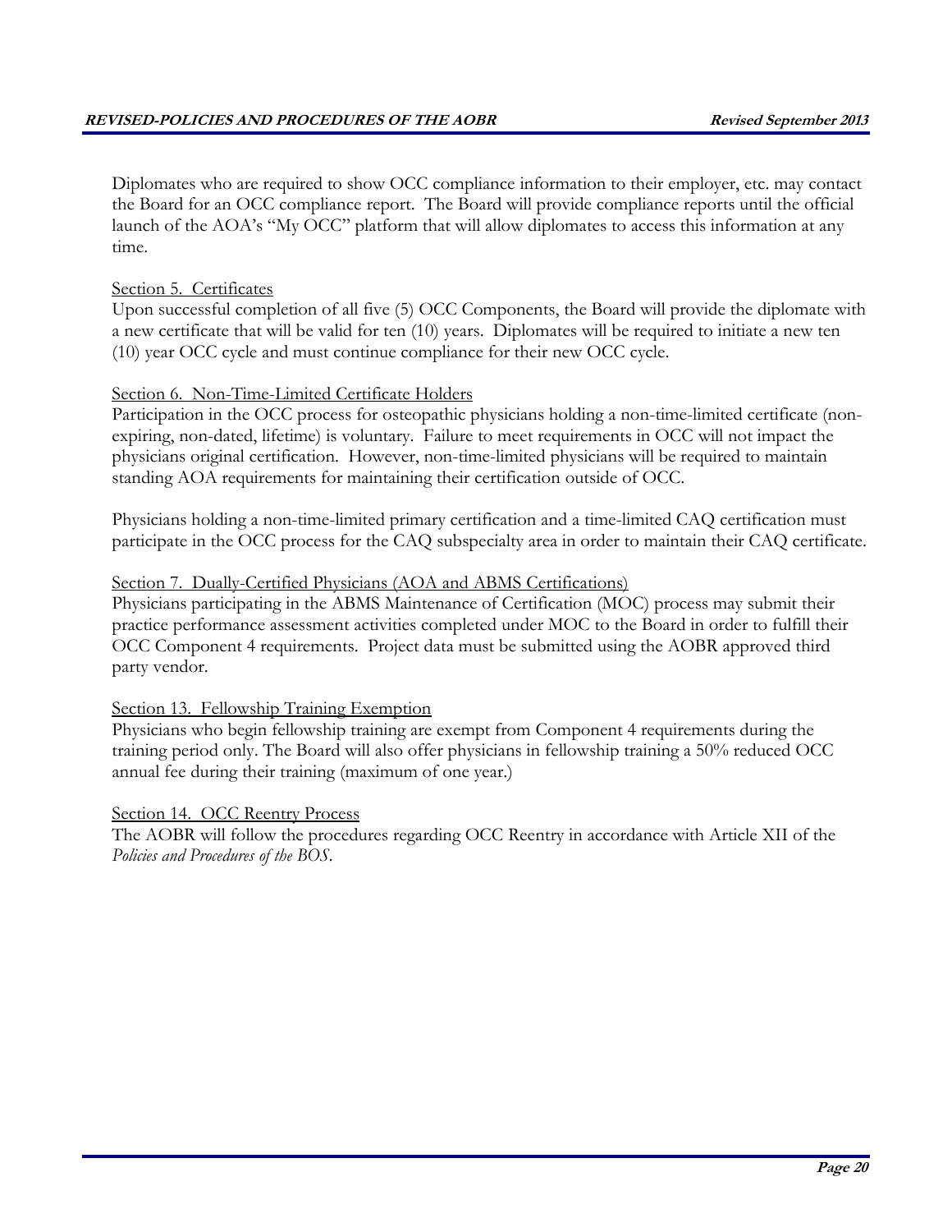Diplomates who are required to show OCC compliance information to their employer, etc. may contact the Board for an OCC compliance report. The Board will provide compliance reports until the official launch of the AOA's "My OCC" platform that will allow diplomates to access this information at any time.

Section 5. Certificates

Upon successful completion of all five (5) OCC Components, the Board will provide the diplomate with a new certificate that will be valid for ten (10) years. Diplomates will be required to initiate a new ten (10) year OCC cycle and must continue compliance for their new OCC cycle.

Section 6. Non-Time-Limited Certificate Holders

Participation in the OCC process for osteopathic physicians holding a non-time-limited certificate (non-expiring, non-dated, lifetime) is voluntary. Failure to meet requirements in OCC will not impact the physicians original certification. However, non-time-limited physicians will be required to maintain standing AOA requirements for maintaining their certification outside of OCC.

Physicians holding a non-time-limited primary certification and a time-limited CAQ certification must participate in the OCC process for the CAQ subspecialty area in order to maintain their CAQ certificate.

Section 7. Dually-Certified Physicians (AOA and ABMS Certifications)

Physicians participating in the ABMS Maintenance of Certification (MOC) process may submit their practice performance assessment activities completed under MOC to the Board in order to fulfill their OCC Component 4 requirements. Project data must be submitted using the AOBR approved third party vendor.

Section 13. Fellowship Training Exemption

Physicians who begin fellowship training are exempt from Component 4 requirements during the training period only. The Board will also offer physicians in fellowship training a 50% reduced OCC annual fee during their training (maximum of one year.)

Section 14. OCC Reentry Process

The AOBR will follow the procedures regarding OCC Reentry in accordance with Article XII of the *Policies and Procedures of the BOS*.